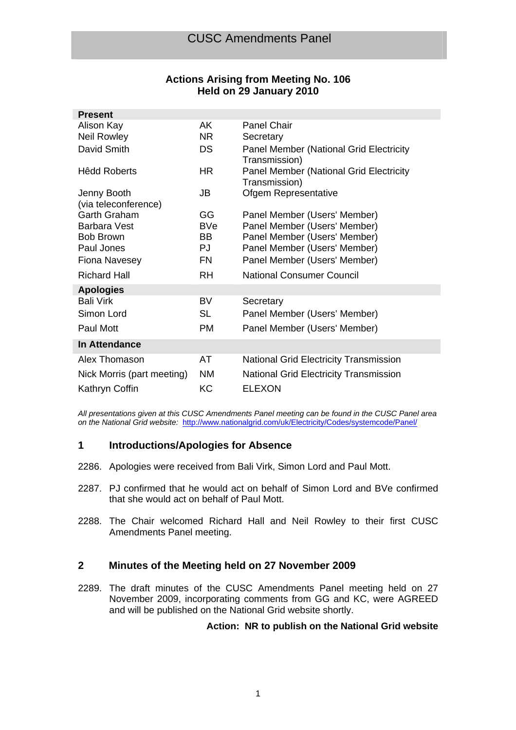# CUSC Amendments Panel

## Actions Arising from Meeting No. 106
## Held on 29 January 2010

| **Present** | | |
|---|---|---|
| Alison Kay | AK | Panel Chair |
| Neil Rowley | NR | Secretary |
| David Smith | DS | Panel Member (National Grid Electricity Transmission) |
| Hêdd Roberts | HR | Panel Member (National Grid Electricity Transmission) |
| Jenny Booth (via teleconference) | JB | Ofgem Representative |
| Garth Graham | GG | Panel Member (Users' Member) |
| Barbara Vest | BVe | Panel Member (Users' Member) |
| Bob Brown | BB | Panel Member (Users' Member) |
| Paul Jones | PJ | Panel Member (Users' Member) |
| Fiona Navesey | FN | Panel Member (Users' Member) |
| Richard Hall | RH | National Consumer Council |
| **Apologies** | | |
| Bali Virk | BV | Secretary |
| Simon Lord | SL | Panel Member (Users' Member) |
| Paul Mott | PM | Panel Member (Users' Member) |
| **In Attendance** | | |
| Alex Thomason | AT | National Grid Electricity Transmission |
| Nick Morris (part meeting) | NM | National Grid Electricity Transmission |
| Kathryn Coffin | KC | ELEXON |

*All presentations given at this CUSC Amendments Panel meeting can be found in the CUSC Panel area on the National Grid website:* http://www.nationalgrid.com/uk/Electricity/Codes/systemcode/Panel/

## 1 Introductions/Apologies for Absence

2286. Apologies were received from Bali Virk, Simon Lord and Paul Mott.

2287. PJ confirmed that he would act on behalf of Simon Lord and BVe confirmed that she would act on behalf of Paul Mott.

2288. The Chair welcomed Richard Hall and Neil Rowley to their first CUSC Amendments Panel meeting.

## 2 Minutes of the Meeting held on 27 November 2009

2289. The draft minutes of the CUSC Amendments Panel meeting held on 27 November 2009, incorporating comments from GG and KC, were AGREED and will be published on the National Grid website shortly.

**Action: NR to publish on the National Grid website**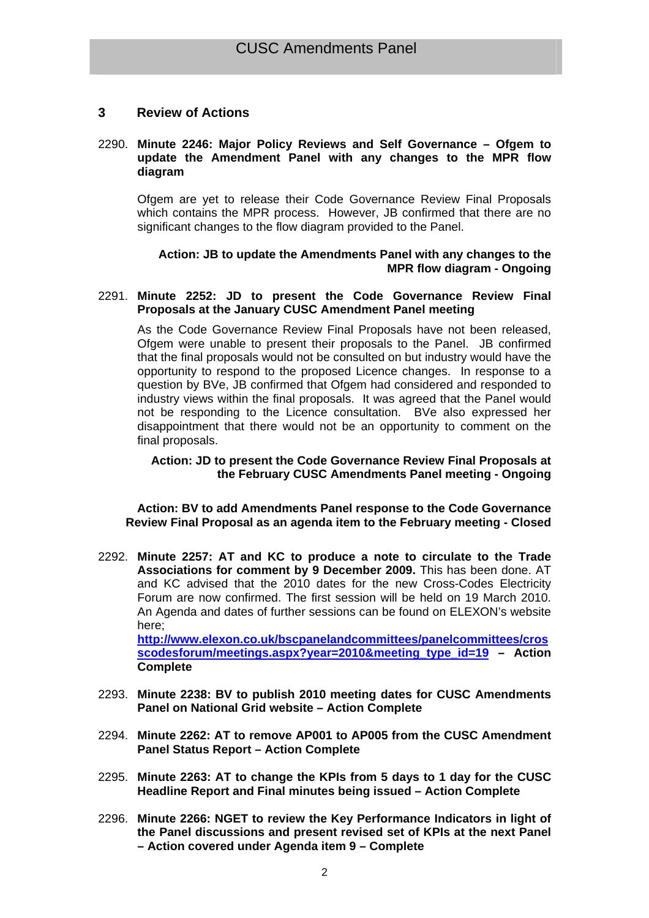## 3 Review of Actions

2290. **Minute 2246: Major Policy Reviews and Self Governance – Ofgem to update the Amendment Panel with any changes to the MPR flow diagram**

Ofgem are yet to release their Code Governance Review Final Proposals which contains the MPR process. However, JB confirmed that there are no significant changes to the flow diagram provided to the Panel.

**Action: JB to update the Amendments Panel with any changes to the MPR flow diagram - Ongoing**

2291. **Minute 2252: JD to present the Code Governance Review Final Proposals at the January CUSC Amendment Panel meeting**

As the Code Governance Review Final Proposals have not been released, Ofgem were unable to present their proposals to the Panel. JB confirmed that the final proposals would not be consulted on but industry would have the opportunity to respond to the proposed Licence changes. In response to a question by BVe, JB confirmed that Ofgem had considered and responded to industry views within the final proposals. It was agreed that the Panel would not be responding to the Licence consultation. BVe also expressed her disappointment that there would not be an opportunity to comment on the final proposals.

**Action: JD to present the Code Governance Review Final Proposals at the February CUSC Amendments Panel meeting - Ongoing**

**Action: BV to add Amendments Panel response to the Code Governance Review Final Proposal as an agenda item to the February meeting - Closed**

2292. **Minute 2257: AT and KC to produce a note to circulate to the Trade Associations for comment by 9 December 2009.** This has been done. AT and KC advised that the 2010 dates for the new Cross-Codes Electricity Forum are now confirmed. The first session will be held on 19 March 2010. An Agenda and dates of further sessions can be found on ELEXON's website here; **http://www.elexon.co.uk/bscpanelandcommittees/panelcommittees/crosscodesforum/meetings.aspx?year=2010&meeting_type_id=19 – Action Complete**

2293. **Minute 2238: BV to publish 2010 meeting dates for CUSC Amendments Panel on National Grid website – Action Complete**

2294. **Minute 2262: AT to remove AP001 to AP005 from the CUSC Amendment Panel Status Report – Action Complete**

2295. **Minute 2263: AT to change the KPIs from 5 days to 1 day for the CUSC Headline Report and Final minutes being issued – Action Complete**

2296. **Minute 2266: NGET to review the Key Performance Indicators in light of the Panel discussions and present revised set of KPIs at the next Panel – Action covered under Agenda item 9 – Complete**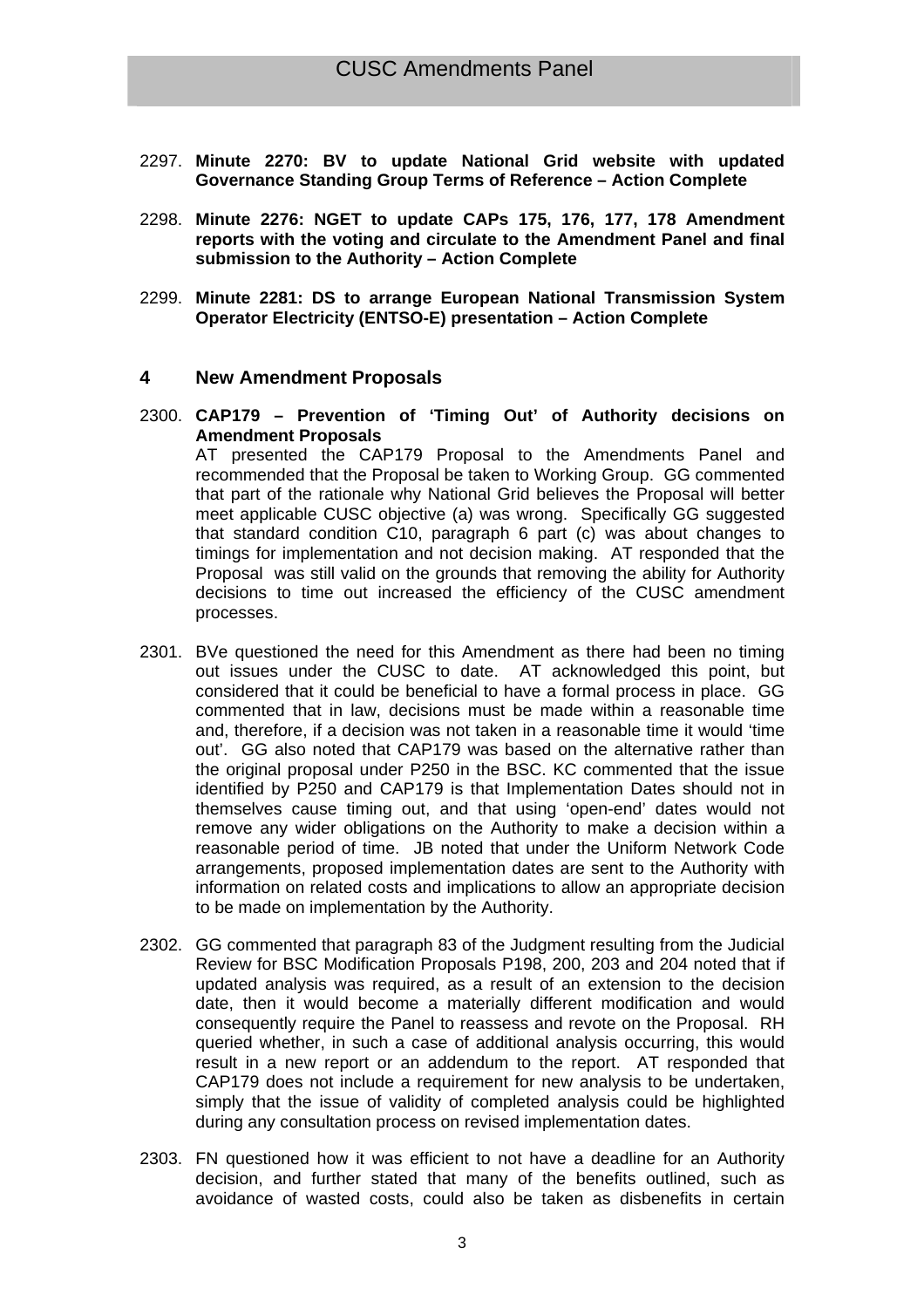2297. **Minute 2270: BV to update National Grid website with updated Governance Standing Group Terms of Reference – Action Complete**

2298. **Minute 2276: NGET to update CAPs 175, 176, 177, 178 Amendment reports with the voting and circulate to the Amendment Panel and final submission to the Authority – Action Complete**

2299. **Minute 2281: DS to arrange European National Transmission System Operator Electricity (ENTSO-E) presentation – Action Complete**

## 4 New Amendment Proposals

2300. **CAP179 – Prevention of 'Timing Out' of Authority decisions on Amendment Proposals**
AT presented the CAP179 Proposal to the Amendments Panel and recommended that the Proposal be taken to Working Group. GG commented that part of the rationale why National Grid believes the Proposal will better meet applicable CUSC objective (a) was wrong. Specifically GG suggested that standard condition C10, paragraph 6 part (c) was about changes to timings for implementation and not decision making. AT responded that the Proposal was still valid on the grounds that removing the ability for Authority decisions to time out increased the efficiency of the CUSC amendment processes.

2301. BVe questioned the need for this Amendment as there had been no timing out issues under the CUSC to date. AT acknowledged this point, but considered that it could be beneficial to have a formal process in place. GG commented that in law, decisions must be made within a reasonable time and, therefore, if a decision was not taken in a reasonable time it would 'time out'. GG also noted that CAP179 was based on the alternative rather than the original proposal under P250 in the BSC. KC commented that the issue identified by P250 and CAP179 is that Implementation Dates should not in themselves cause timing out, and that using 'open-end' dates would not remove any wider obligations on the Authority to make a decision within a reasonable period of time. JB noted that under the Uniform Network Code arrangements, proposed implementation dates are sent to the Authority with information on related costs and implications to allow an appropriate decision to be made on implementation by the Authority.

2302. GG commented that paragraph 83 of the Judgment resulting from the Judicial Review for BSC Modification Proposals P198, 200, 203 and 204 noted that if updated analysis was required, as a result of an extension to the decision date, then it would become a materially different modification and would consequently require the Panel to reassess and revote on the Proposal. RH queried whether, in such a case of additional analysis occurring, this would result in a new report or an addendum to the report. AT responded that CAP179 does not include a requirement for new analysis to be undertaken, simply that the issue of validity of completed analysis could be highlighted during any consultation process on revised implementation dates.

2303. FN questioned how it was efficient to not have a deadline for an Authority decision, and further stated that many of the benefits outlined, such as avoidance of wasted costs, could also be taken as disbenefits in certain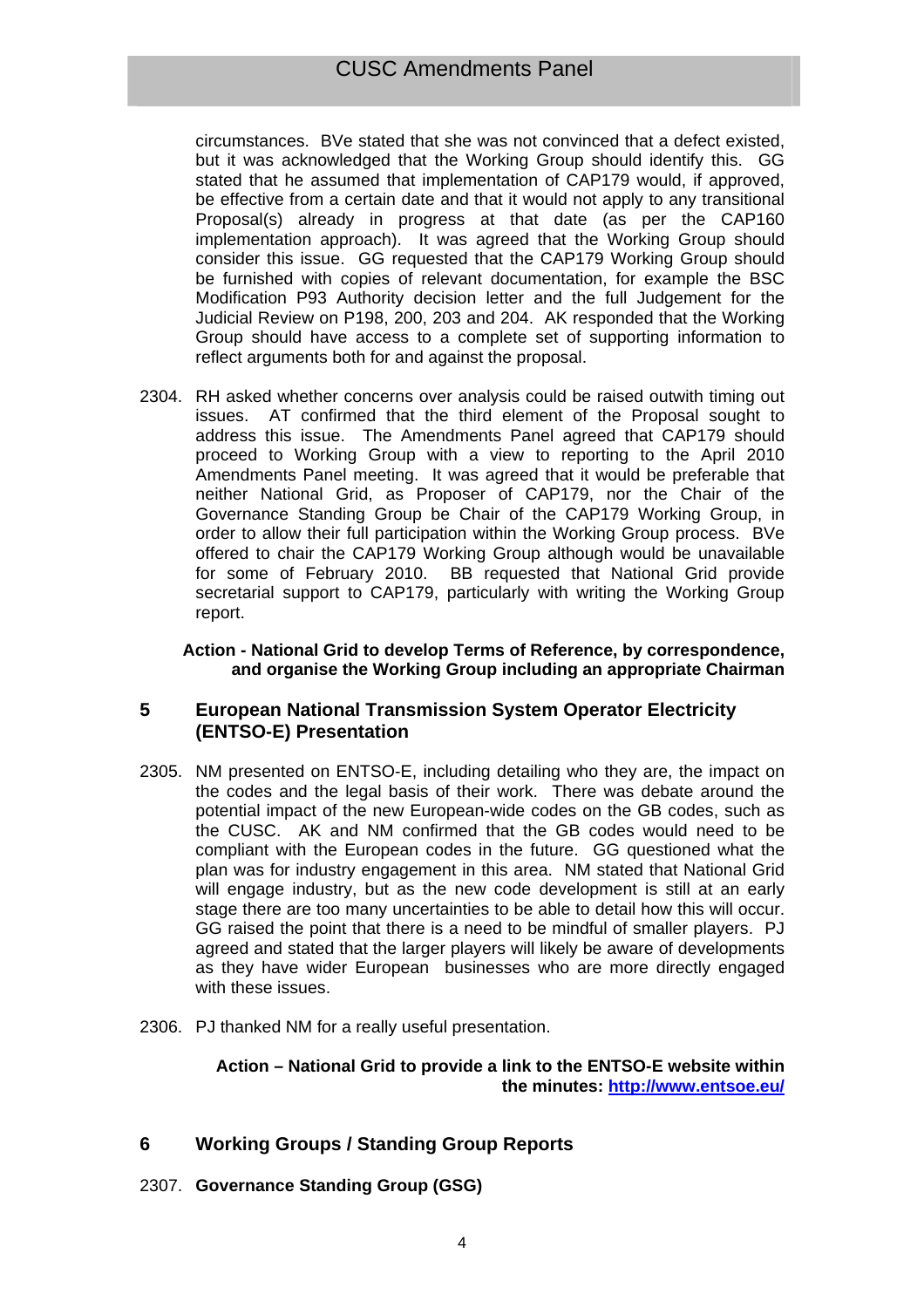circumstances. BVe stated that she was not convinced that a defect existed, but it was acknowledged that the Working Group should identify this. GG stated that he assumed that implementation of CAP179 would, if approved, be effective from a certain date and that it would not apply to any transitional Proposal(s) already in progress at that date (as per the CAP160 implementation approach). It was agreed that the Working Group should consider this issue. GG requested that the CAP179 Working Group should be furnished with copies of relevant documentation, for example the BSC Modification P93 Authority decision letter and the full Judgement for the Judicial Review on P198, 200, 203 and 204. AK responded that the Working Group should have access to a complete set of supporting information to reflect arguments both for and against the proposal.

2304. RH asked whether concerns over analysis could be raised outwith timing out issues. AT confirmed that the third element of the Proposal sought to address this issue. The Amendments Panel agreed that CAP179 should proceed to Working Group with a view to reporting to the April 2010 Amendments Panel meeting. It was agreed that it would be preferable that neither National Grid, as Proposer of CAP179, nor the Chair of the Governance Standing Group be Chair of the CAP179 Working Group, in order to allow their full participation within the Working Group process. BVe offered to chair the CAP179 Working Group although would be unavailable for some of February 2010. BB requested that National Grid provide secretarial support to CAP179, particularly with writing the Working Group report.

**Action - National Grid to develop Terms of Reference, by correspondence, and organise the Working Group including an appropriate Chairman**

## 5 European National Transmission System Operator Electricity (ENTSO-E) Presentation

2305. NM presented on ENTSO-E, including detailing who they are, the impact on the codes and the legal basis of their work. There was debate around the potential impact of the new European-wide codes on the GB codes, such as the CUSC. AK and NM confirmed that the GB codes would need to be compliant with the European codes in the future. GG questioned what the plan was for industry engagement in this area. NM stated that National Grid will engage industry, but as the new code development is still at an early stage there are too many uncertainties to be able to detail how this will occur. GG raised the point that there is a need to be mindful of smaller players. PJ agreed and stated that the larger players will likely be aware of developments as they have wider European businesses who are more directly engaged with these issues.

2306. PJ thanked NM for a really useful presentation.

**Action – National Grid to provide a link to the ENTSO-E website within the minutes: [http://www.entsoe.eu/](http://www.entsoe.eu/)**

## 6 Working Groups / Standing Group Reports

2307. **Governance Standing Group (GSG)**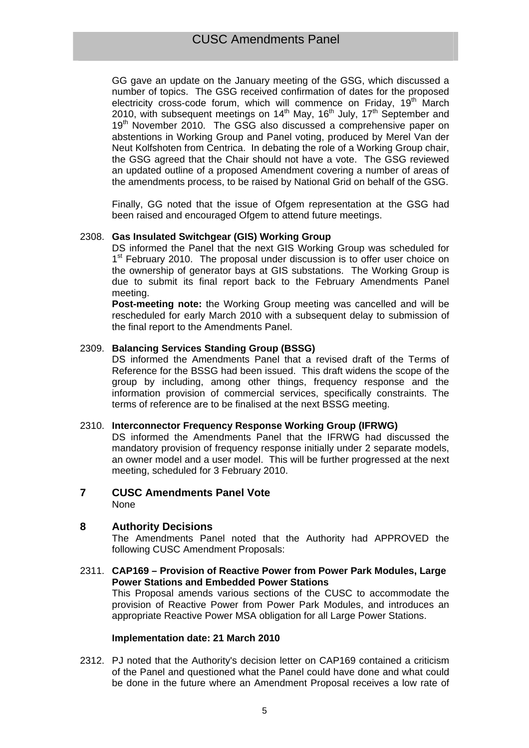GG gave an update on the January meeting of the GSG, which discussed a number of topics. The GSG received confirmation of dates for the proposed electricity cross-code forum, which will commence on Friday, 19th March 2010, with subsequent meetings on 14th May, 16th July, 17th September and 19th November 2010. The GSG also discussed a comprehensive paper on abstentions in Working Group and Panel voting, produced by Merel Van der Neut Kolfshoten from Centrica. In debating the role of a Working Group chair, the GSG agreed that the Chair should not have a vote. The GSG reviewed an updated outline of a proposed Amendment covering a number of areas of the amendments process, to be raised by National Grid on behalf of the GSG.

Finally, GG noted that the issue of Ofgem representation at the GSG had been raised and encouraged Ofgem to attend future meetings.

2308. **Gas Insulated Switchgear (GIS) Working Group**

DS informed the Panel that the next GIS Working Group was scheduled for 1st February 2010. The proposal under discussion is to offer user choice on the ownership of generator bays at GIS substations. The Working Group is due to submit its final report back to the February Amendments Panel meeting.

**Post-meeting note:** the Working Group meeting was cancelled and will be rescheduled for early March 2010 with a subsequent delay to submission of the final report to the Amendments Panel.

2309. **Balancing Services Standing Group (BSSG)**

DS informed the Amendments Panel that a revised draft of the Terms of Reference for the BSSG had been issued. This draft widens the scope of the group by including, among other things, frequency response and the information provision of commercial services, specifically constraints. The terms of reference are to be finalised at the next BSSG meeting.

2310. **Interconnector Frequency Response Working Group (IFRWG)**

DS informed the Amendments Panel that the IFRWG had discussed the mandatory provision of frequency response initially under 2 separate models, an owner model and a user model. This will be further progressed at the next meeting, scheduled for 3 February 2010.

## 7 CUSC Amendments Panel Vote

None

## 8 Authority Decisions

The Amendments Panel noted that the Authority had APPROVED the following CUSC Amendment Proposals:

2311. **CAP169 – Provision of Reactive Power from Power Park Modules, Large Power Stations and Embedded Power Stations**

This Proposal amends various sections of the CUSC to accommodate the provision of Reactive Power from Power Park Modules, and introduces an appropriate Reactive Power MSA obligation for all Large Power Stations.

**Implementation date: 21 March 2010**

2312. PJ noted that the Authority's decision letter on CAP169 contained a criticism of the Panel and questioned what the Panel could have done and what could be done in the future where an Amendment Proposal receives a low rate of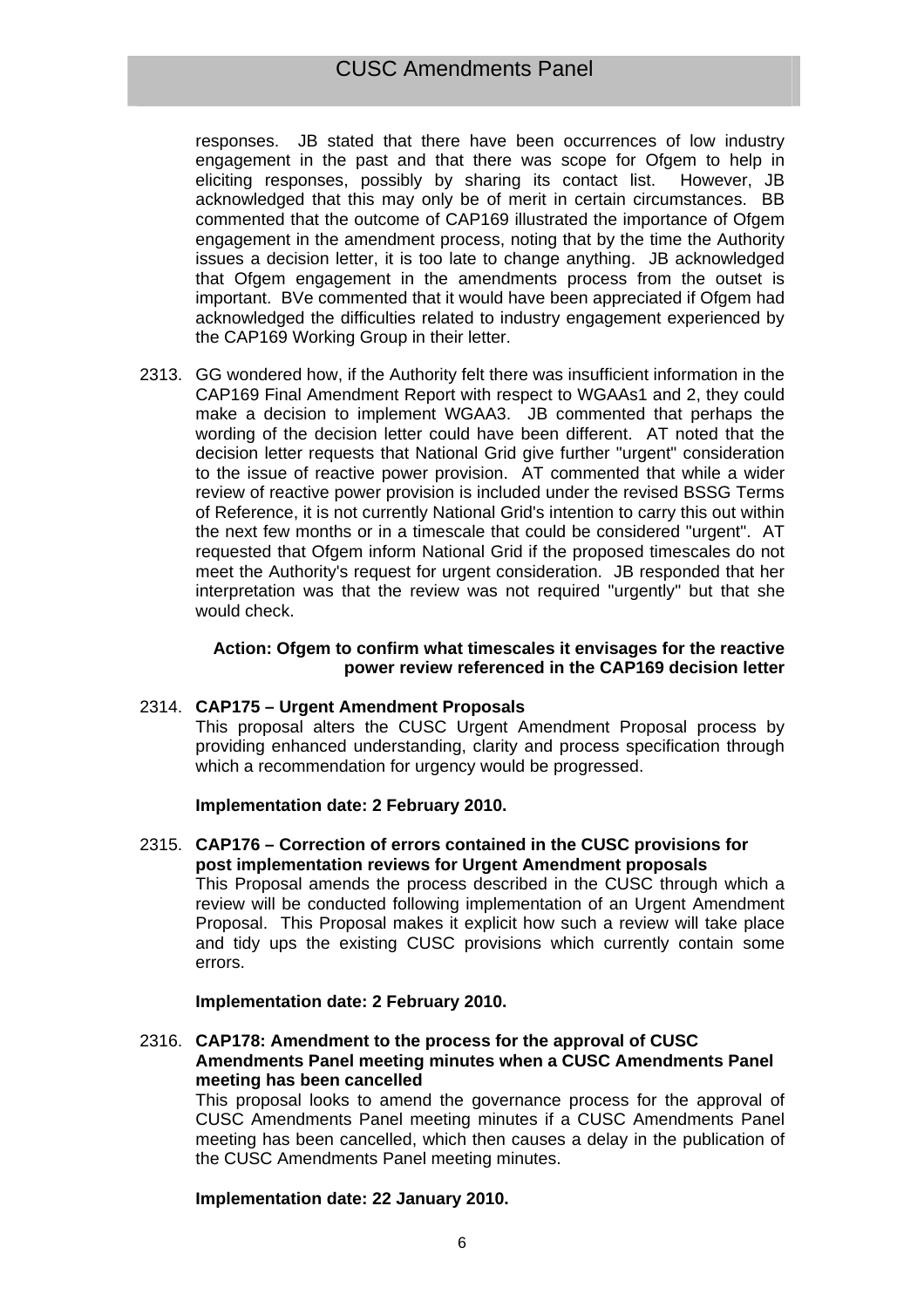responses. JB stated that there have been occurrences of low industry engagement in the past and that there was scope for Ofgem to help in eliciting responses, possibly by sharing its contact list. However, JB acknowledged that this may only be of merit in certain circumstances. BB commented that the outcome of CAP169 illustrated the importance of Ofgem engagement in the amendment process, noting that by the time the Authority issues a decision letter, it is too late to change anything. JB acknowledged that Ofgem engagement in the amendments process from the outset is important. BVe commented that it would have been appreciated if Ofgem had acknowledged the difficulties related to industry engagement experienced by the CAP169 Working Group in their letter.

2313. GG wondered how, if the Authority felt there was insufficient information in the CAP169 Final Amendment Report with respect to WGAAs1 and 2, they could make a decision to implement WGAA3. JB commented that perhaps the wording of the decision letter could have been different. AT noted that the decision letter requests that National Grid give further "urgent" consideration to the issue of reactive power provision. AT commented that while a wider review of reactive power provision is included under the revised BSSG Terms of Reference, it is not currently National Grid's intention to carry this out within the next few months or in a timescale that could be considered "urgent". AT requested that Ofgem inform National Grid if the proposed timescales do not meet the Authority's request for urgent consideration. JB responded that her interpretation was that the review was not required "urgently" but that she would check.

**Action: Ofgem to confirm what timescales it envisages for the reactive power review referenced in the CAP169 decision letter**

2314. **CAP175 – Urgent Amendment Proposals**
This proposal alters the CUSC Urgent Amendment Proposal process by providing enhanced understanding, clarity and process specification through which a recommendation for urgency would be progressed.

**Implementation date: 2 February 2010.**

2315. **CAP176 – Correction of errors contained in the CUSC provisions for post implementation reviews for Urgent Amendment proposals**
This Proposal amends the process described in the CUSC through which a review will be conducted following implementation of an Urgent Amendment Proposal. This Proposal makes it explicit how such a review will take place and tidy ups the existing CUSC provisions which currently contain some errors.

**Implementation date: 2 February 2010.**

2316. **CAP178: Amendment to the process for the approval of CUSC Amendments Panel meeting minutes when a CUSC Amendments Panel meeting has been cancelled**
This proposal looks to amend the governance process for the approval of CUSC Amendments Panel meeting minutes if a CUSC Amendments Panel meeting has been cancelled, which then causes a delay in the publication of the CUSC Amendments Panel meeting minutes.

**Implementation date: 22 January 2010.**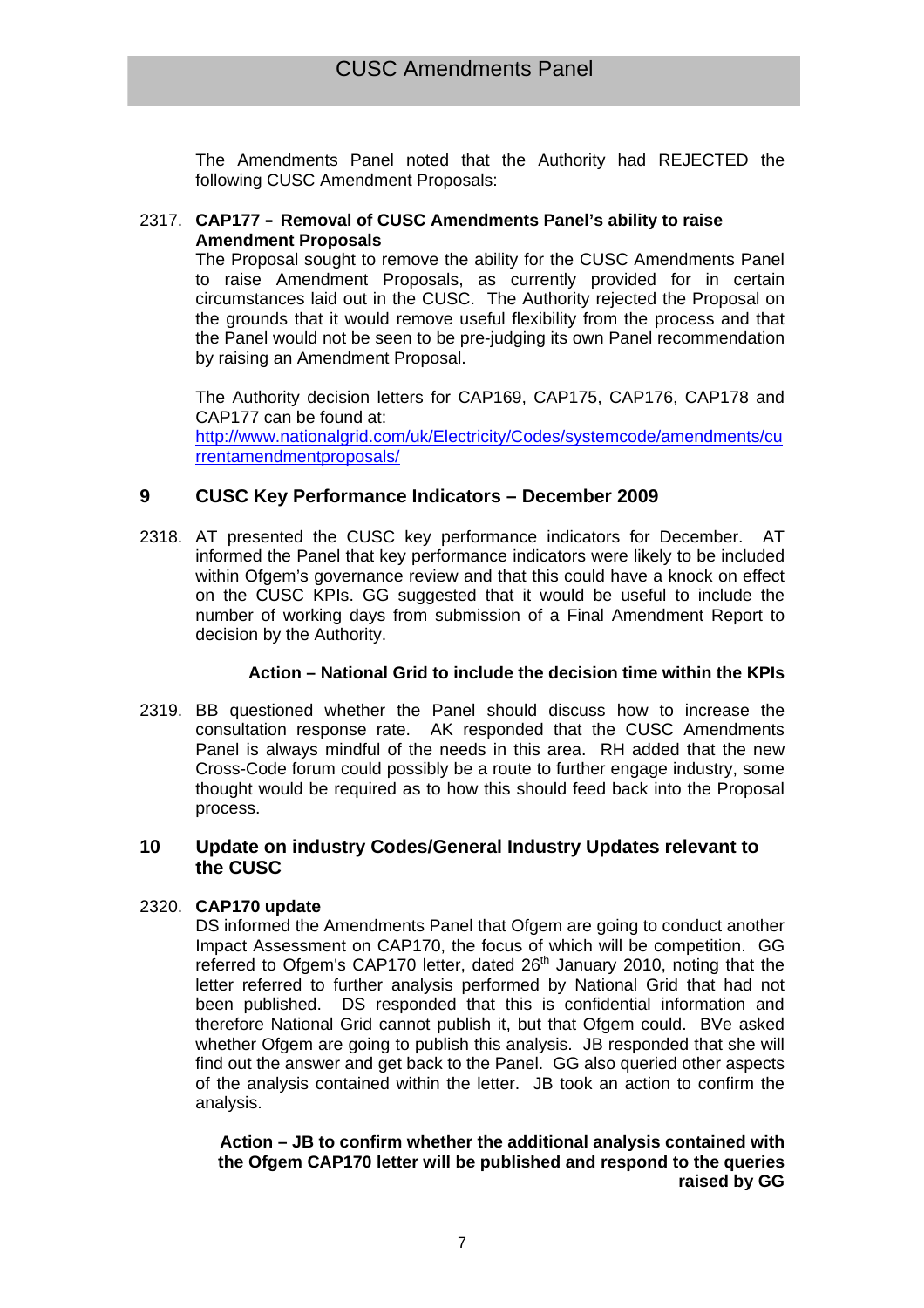The Amendments Panel noted that the Authority had REJECTED the following CUSC Amendment Proposals:

2317. **CAP177 – Removal of CUSC Amendments Panel's ability to raise Amendment Proposals**
The Proposal sought to remove the ability for the CUSC Amendments Panel to raise Amendment Proposals, as currently provided for in certain circumstances laid out in the CUSC. The Authority rejected the Proposal on the grounds that it would remove useful flexibility from the process and that the Panel would not be seen to be pre-judging its own Panel recommendation by raising an Amendment Proposal.

The Authority decision letters for CAP169, CAP175, CAP176, CAP178 and CAP177 can be found at:
[http://www.nationalgrid.com/uk/Electricity/Codes/systemcode/amendments/currentamendmentproposals/](http://www.nationalgrid.com/uk/Electricity/Codes/systemcode/amendments/currentamendmentproposals/)

## 9 CUSC Key Performance Indicators – December 2009

2318. AT presented the CUSC key performance indicators for December. AT informed the Panel that key performance indicators were likely to be included within Ofgem's governance review and that this could have a knock on effect on the CUSC KPIs. GG suggested that it would be useful to include the number of working days from submission of a Final Amendment Report to decision by the Authority.

**Action – National Grid to include the decision time within the KPIs**

2319. BB questioned whether the Panel should discuss how to increase the consultation response rate. AK responded that the CUSC Amendments Panel is always mindful of the needs in this area. RH added that the new Cross-Code forum could possibly be a route to further engage industry, some thought would be required as to how this should feed back into the Proposal process.

## 10 Update on industry Codes/General Industry Updates relevant to the CUSC

2320. **CAP170 update**
DS informed the Amendments Panel that Ofgem are going to conduct another Impact Assessment on CAP170, the focus of which will be competition. GG referred to Ofgem's CAP170 letter, dated 26th January 2010, noting that the letter referred to further analysis performed by National Grid that had not been published. DS responded that this is confidential information and therefore National Grid cannot publish it, but that Ofgem could. BVe asked whether Ofgem are going to publish this analysis. JB responded that she will find out the answer and get back to the Panel. GG also queried other aspects of the analysis contained within the letter. JB took an action to confirm the analysis.

**Action – JB to confirm whether the additional analysis contained with the Ofgem CAP170 letter will be published and respond to the queries raised by GG**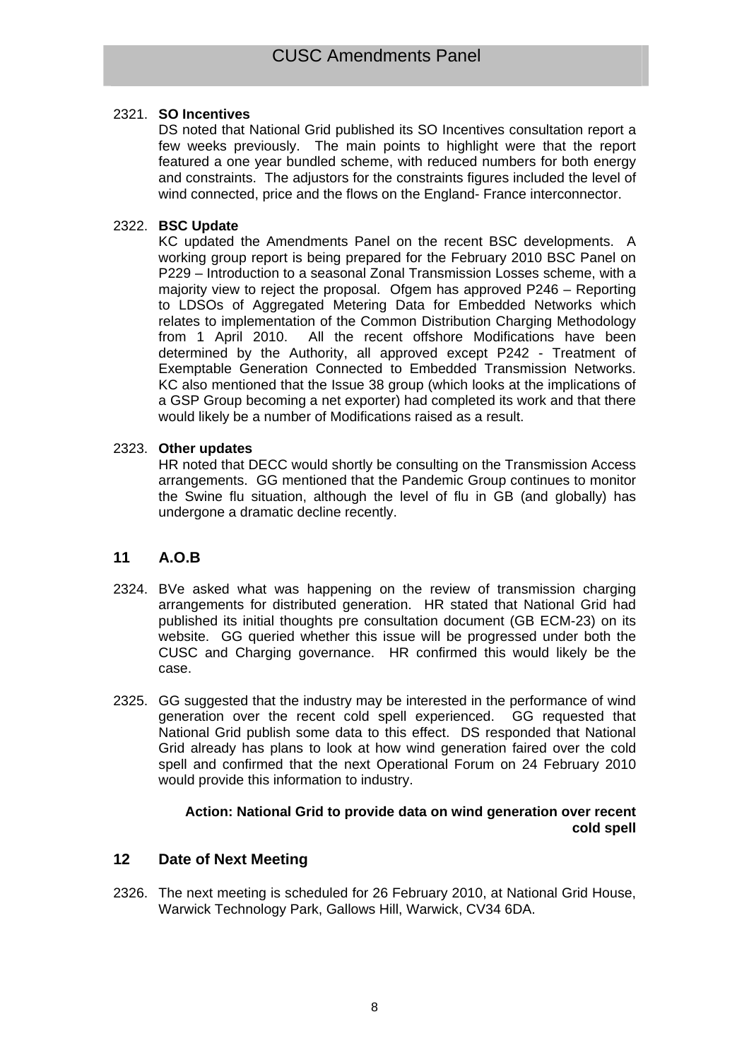2321. **SO Incentives**

DS noted that National Grid published its SO Incentives consultation report a few weeks previously. The main points to highlight were that the report featured a one year bundled scheme, with reduced numbers for both energy and constraints. The adjustors for the constraints figures included the level of wind connected, price and the flows on the England- France interconnector.

2322. **BSC Update**

KC updated the Amendments Panel on the recent BSC developments. A working group report is being prepared for the February 2010 BSC Panel on P229 – Introduction to a seasonal Zonal Transmission Losses scheme, with a majority view to reject the proposal. Ofgem has approved P246 – Reporting to LDSOs of Aggregated Metering Data for Embedded Networks which relates to implementation of the Common Distribution Charging Methodology from 1 April 2010. All the recent offshore Modifications have been determined by the Authority, all approved except P242 - Treatment of Exemptable Generation Connected to Embedded Transmission Networks. KC also mentioned that the Issue 38 group (which looks at the implications of a GSP Group becoming a net exporter) had completed its work and that there would likely be a number of Modifications raised as a result.

2323. **Other updates**

HR noted that DECC would shortly be consulting on the Transmission Access arrangements. GG mentioned that the Pandemic Group continues to monitor the Swine flu situation, although the level of flu in GB (and globally) has undergone a dramatic decline recently.

## 11 A.O.B

2324. BVe asked what was happening on the review of transmission charging arrangements for distributed generation. HR stated that National Grid had published its initial thoughts pre consultation document (GB ECM-23) on its website. GG queried whether this issue will be progressed under both the CUSC and Charging governance. HR confirmed this would likely be the case.

2325. GG suggested that the industry may be interested in the performance of wind generation over the recent cold spell experienced. GG requested that National Grid publish some data to this effect. DS responded that National Grid already has plans to look at how wind generation faired over the cold spell and confirmed that the next Operational Forum on 24 February 2010 would provide this information to industry.

**Action: National Grid to provide data on wind generation over recent cold spell**

## 12 Date of Next Meeting

2326. The next meeting is scheduled for 26 February 2010, at National Grid House, Warwick Technology Park, Gallows Hill, Warwick, CV34 6DA.